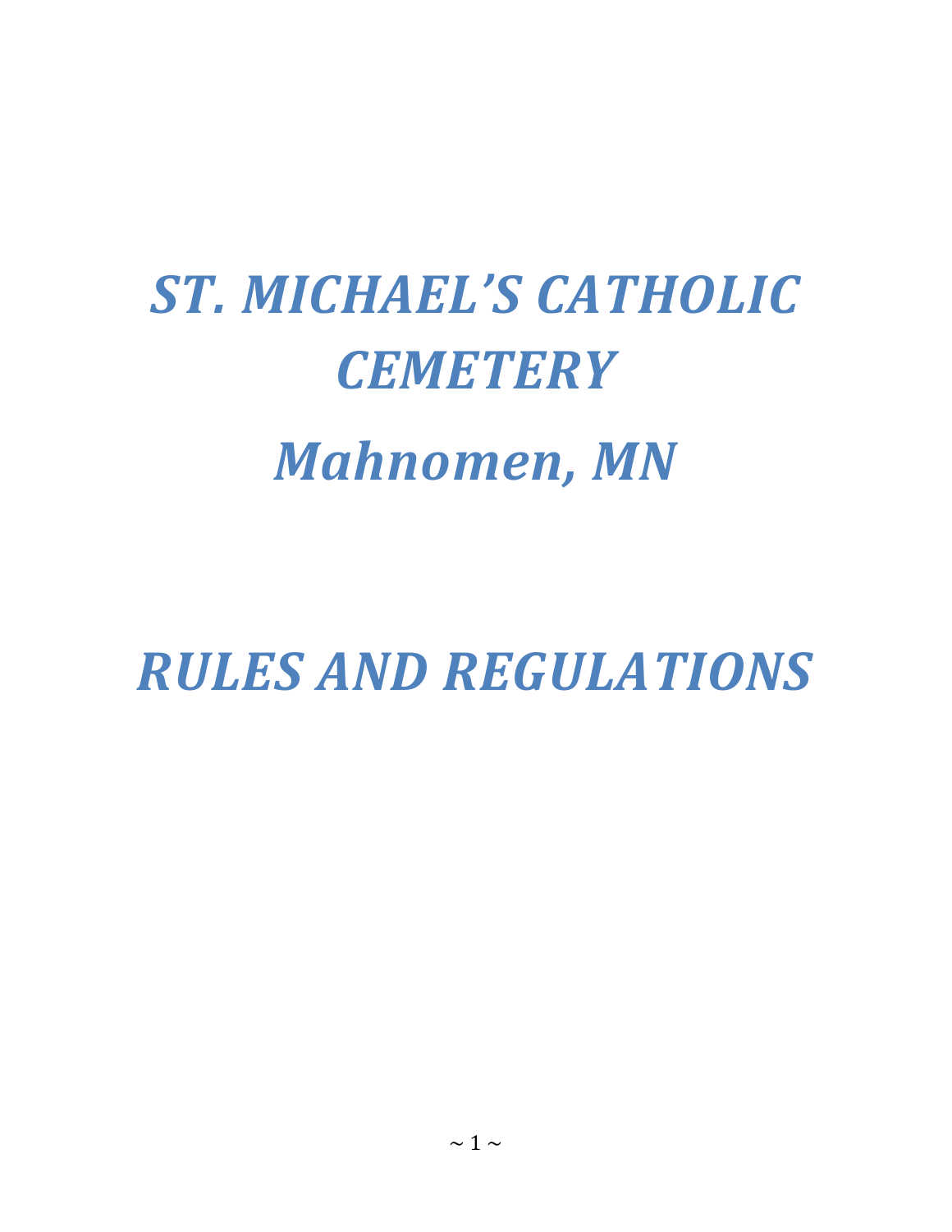# *ST. MICHAEL'S CATHOLIC CEMETERY*

# *Mahnomen, MN*

# *RULES AND REGULATIONS*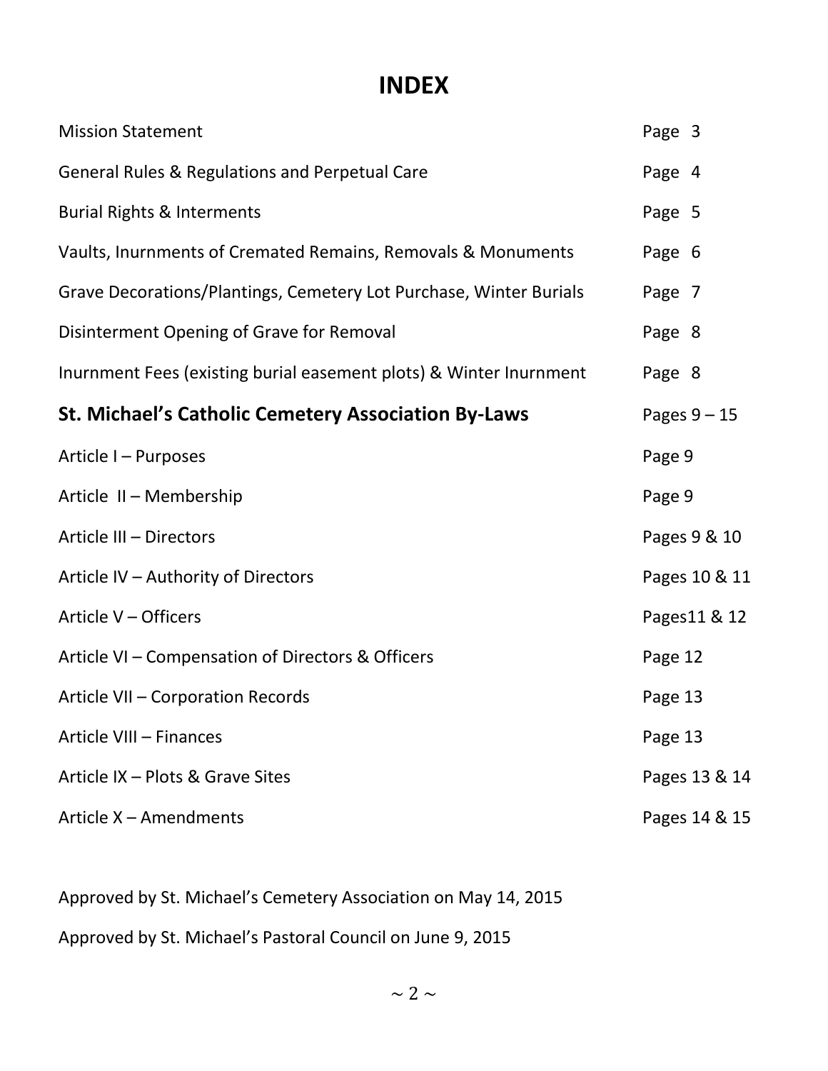# INDEX

| | |
|---|---|
| Mission Statement | Page 3 |
| General Rules & Regulations and Perpetual Care | Page 4 |
| Burial Rights & Interments | Page 5 |
| Vaults, Inurnments of Cremated Remains, Removals & Monuments | Page 6 |
| Grave Decorations/Plantings, Cemetery Lot Purchase, Winter Burials | Page 7 |
| Disinterment Opening of Grave for Removal | Page 8 |
| Inurnment Fees (existing burial easement plots) & Winter Inurnment | Page 8 |
| **St. Michael's Catholic Cemetery Association By-Laws** | Pages 9 – 15 |
| Article I – Purposes | Page 9 |
| Article II – Membership | Page 9 |
| Article III – Directors | Pages 9 & 10 |
| Article IV – Authority of Directors | Pages 10 & 11 |
| Article V – Officers | Pages11 & 12 |
| Article VI – Compensation of Directors & Officers | Page 12 |
| Article VII – Corporation Records | Page 13 |
| Article VIII – Finances | Page 13 |
| Article IX – Plots & Grave Sites | Pages 13 & 14 |
| Article X – Amendments | Pages 14 & 15 |

Approved by St. Michael's Cemetery Association on May 14, 2015

Approved by St. Michael's Pastoral Council on June 9, 2015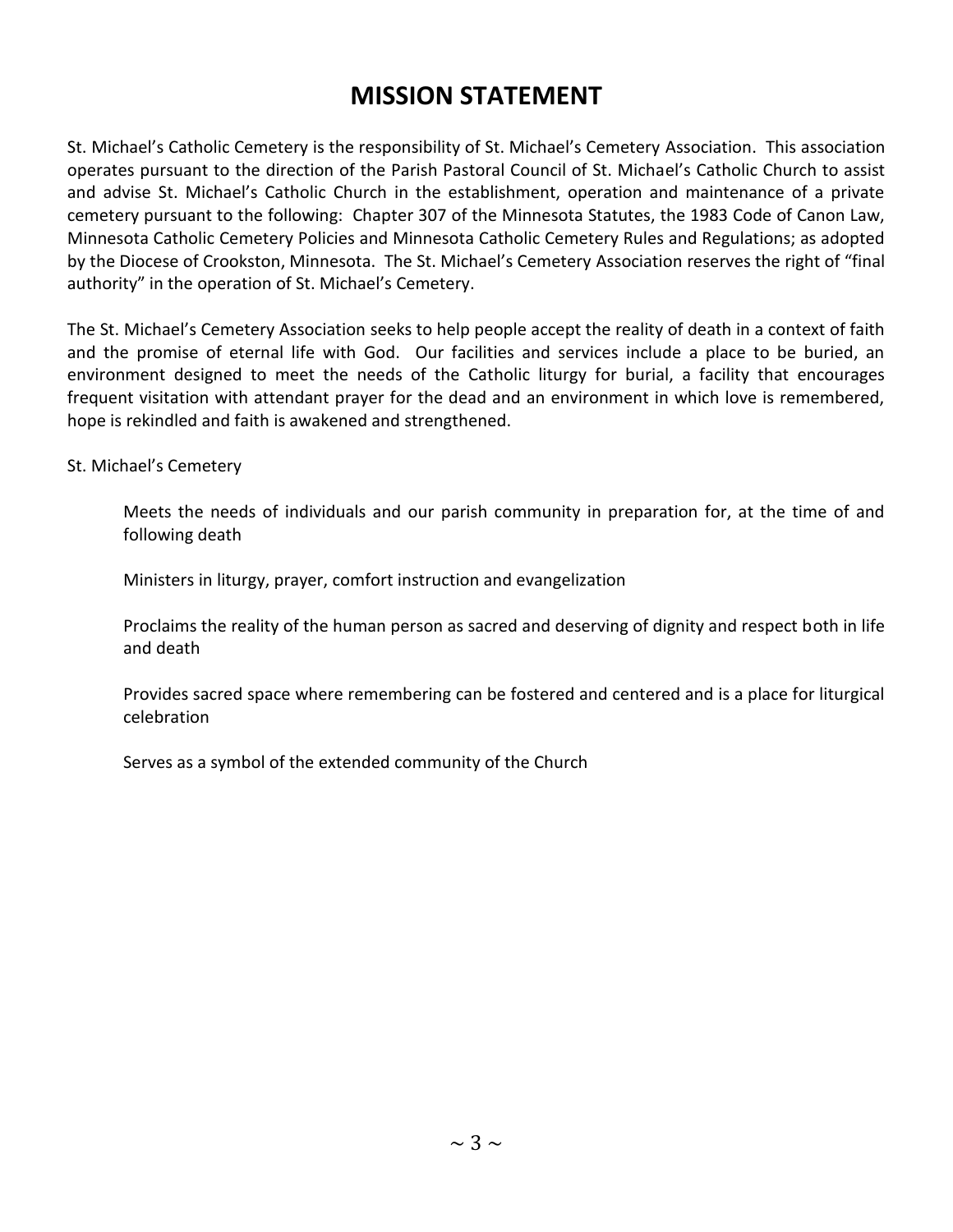# MISSION STATEMENT

St. Michael's Catholic Cemetery is the responsibility of St. Michael's Cemetery Association. This association operates pursuant to the direction of the Parish Pastoral Council of St. Michael's Catholic Church to assist and advise St. Michael's Catholic Church in the establishment, operation and maintenance of a private cemetery pursuant to the following: Chapter 307 of the Minnesota Statutes, the 1983 Code of Canon Law, Minnesota Catholic Cemetery Policies and Minnesota Catholic Cemetery Rules and Regulations; as adopted by the Diocese of Crookston, Minnesota. The St. Michael's Cemetery Association reserves the right of "final authority" in the operation of St. Michael's Cemetery.

The St. Michael's Cemetery Association seeks to help people accept the reality of death in a context of faith and the promise of eternal life with God. Our facilities and services include a place to be buried, an environment designed to meet the needs of the Catholic liturgy for burial, a facility that encourages frequent visitation with attendant prayer for the dead and an environment in which love is remembered, hope is rekindled and faith is awakened and strengthened.

St. Michael's Cemetery

> Meets the needs of individuals and our parish community in preparation for, at the time of and following death
>
> Ministers in liturgy, prayer, comfort instruction and evangelization
>
> Proclaims the reality of the human person as sacred and deserving of dignity and respect both in life and death
>
> Provides sacred space where remembering can be fostered and centered and is a place for liturgical celebration
>
> Serves as a symbol of the extended community of the Church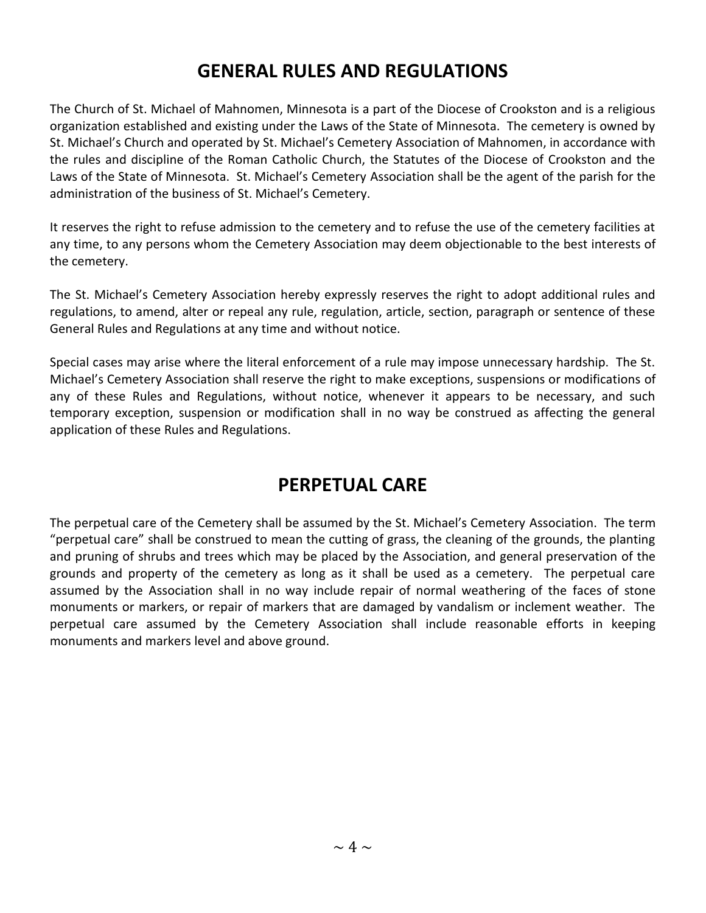# GENERAL RULES AND REGULATIONS

The Church of St. Michael of Mahnomen, Minnesota is a part of the Diocese of Crookston and is a religious organization established and existing under the Laws of the State of Minnesota. The cemetery is owned by St. Michael's Church and operated by St. Michael's Cemetery Association of Mahnomen, in accordance with the rules and discipline of the Roman Catholic Church, the Statutes of the Diocese of Crookston and the Laws of the State of Minnesota. St. Michael's Cemetery Association shall be the agent of the parish for the administration of the business of St. Michael's Cemetery.

It reserves the right to refuse admission to the cemetery and to refuse the use of the cemetery facilities at any time, to any persons whom the Cemetery Association may deem objectionable to the best interests of the cemetery.

The St. Michael's Cemetery Association hereby expressly reserves the right to adopt additional rules and regulations, to amend, alter or repeal any rule, regulation, article, section, paragraph or sentence of these General Rules and Regulations at any time and without notice.

Special cases may arise where the literal enforcement of a rule may impose unnecessary hardship. The St. Michael's Cemetery Association shall reserve the right to make exceptions, suspensions or modifications of any of these Rules and Regulations, without notice, whenever it appears to be necessary, and such temporary exception, suspension or modification shall in no way be construed as affecting the general application of these Rules and Regulations.

# PERPETUAL CARE

The perpetual care of the Cemetery shall be assumed by the St. Michael's Cemetery Association. The term "perpetual care" shall be construed to mean the cutting of grass, the cleaning of the grounds, the planting and pruning of shrubs and trees which may be placed by the Association, and general preservation of the grounds and property of the cemetery as long as it shall be used as a cemetery. The perpetual care assumed by the Association shall in no way include repair of normal weathering of the faces of stone monuments or markers, or repair of markers that are damaged by vandalism or inclement weather. The perpetual care assumed by the Cemetery Association shall include reasonable efforts in keeping monuments and markers level and above ground.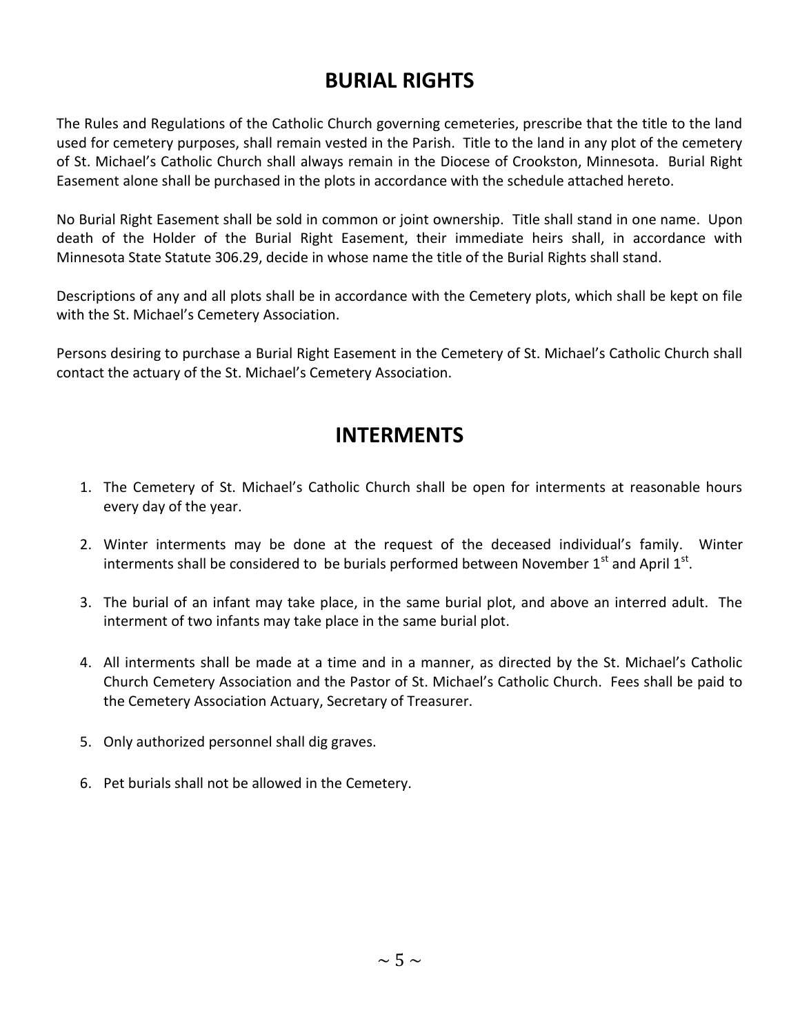## BURIAL RIGHTS

The Rules and Regulations of the Catholic Church governing cemeteries, prescribe that the title to the land used for cemetery purposes, shall remain vested in the Parish. Title to the land in any plot of the cemetery of St. Michael's Catholic Church shall always remain in the Diocese of Crookston, Minnesota. Burial Right Easement alone shall be purchased in the plots in accordance with the schedule attached hereto.

No Burial Right Easement shall be sold in common or joint ownership. Title shall stand in one name. Upon death of the Holder of the Burial Right Easement, their immediate heirs shall, in accordance with Minnesota State Statute 306.29, decide in whose name the title of the Burial Rights shall stand.

Descriptions of any and all plots shall be in accordance with the Cemetery plots, which shall be kept on file with the St. Michael's Cemetery Association.

Persons desiring to purchase a Burial Right Easement in the Cemetery of St. Michael's Catholic Church shall contact the actuary of the St. Michael's Cemetery Association.

## INTERMENTS

1. The Cemetery of St. Michael's Catholic Church shall be open for interments at reasonable hours every day of the year.

2. Winter interments may be done at the request of the deceased individual's family. Winter interments shall be considered to be burials performed between November 1st and April 1st.

3. The burial of an infant may take place, in the same burial plot, and above an interred adult. The interment of two infants may take place in the same burial plot.

4. All interments shall be made at a time and in a manner, as directed by the St. Michael's Catholic Church Cemetery Association and the Pastor of St. Michael's Catholic Church. Fees shall be paid to the Cemetery Association Actuary, Secretary of Treasurer.

5. Only authorized personnel shall dig graves.

6. Pet burials shall not be allowed in the Cemetery.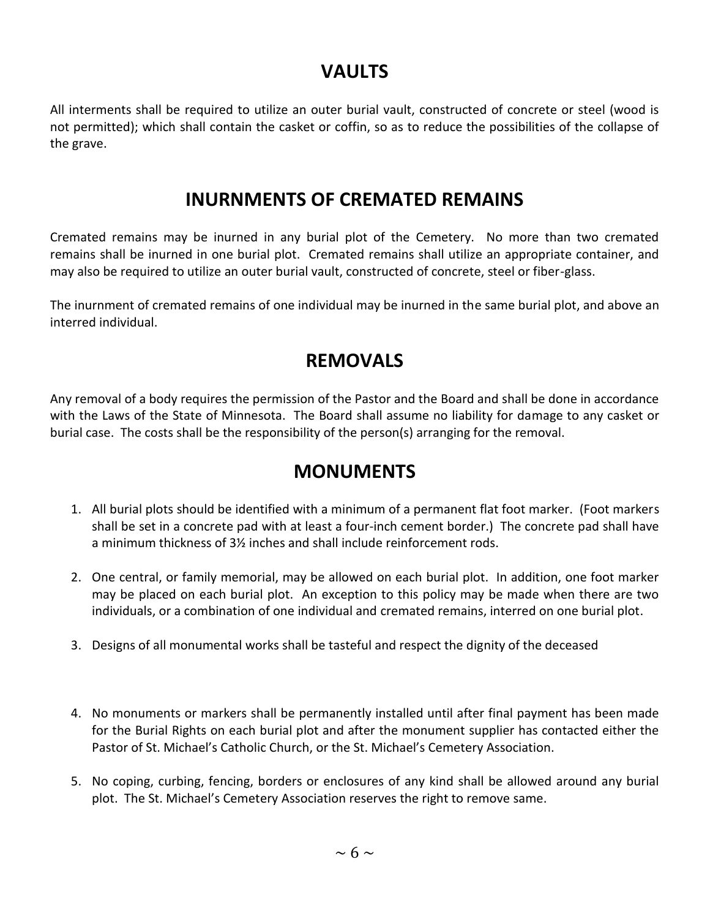# VAULTS

All interments shall be required to utilize an outer burial vault, constructed of concrete or steel (wood is not permitted); which shall contain the casket or coffin, so as to reduce the possibilities of the collapse of the grave.

# INURNMENTS OF CREMATED REMAINS

Cremated remains may be inurned in any burial plot of the Cemetery. No more than two cremated remains shall be inurned in one burial plot. Cremated remains shall utilize an appropriate container, and may also be required to utilize an outer burial vault, constructed of concrete, steel or fiber-glass.

The inurnment of cremated remains of one individual may be inurned in the same burial plot, and above an interred individual.

# REMOVALS

Any removal of a body requires the permission of the Pastor and the Board and shall be done in accordance with the Laws of the State of Minnesota. The Board shall assume no liability for damage to any casket or burial case. The costs shall be the responsibility of the person(s) arranging for the removal.

# MONUMENTS

1. All burial plots should be identified with a minimum of a permanent flat foot marker. (Foot markers shall be set in a concrete pad with at least a four-inch cement border.) The concrete pad shall have a minimum thickness of 3½ inches and shall include reinforcement rods.

2. One central, or family memorial, may be allowed on each burial plot. In addition, one foot marker may be placed on each burial plot. An exception to this policy may be made when there are two individuals, or a combination of one individual and cremated remains, interred on one burial plot.

3. Designs of all monumental works shall be tasteful and respect the dignity of the deceased

4. No monuments or markers shall be permanently installed until after final payment has been made for the Burial Rights on each burial plot and after the monument supplier has contacted either the Pastor of St. Michael's Catholic Church, or the St. Michael's Cemetery Association.

5. No coping, curbing, fencing, borders or enclosures of any kind shall be allowed around any burial plot. The St. Michael's Cemetery Association reserves the right to remove same.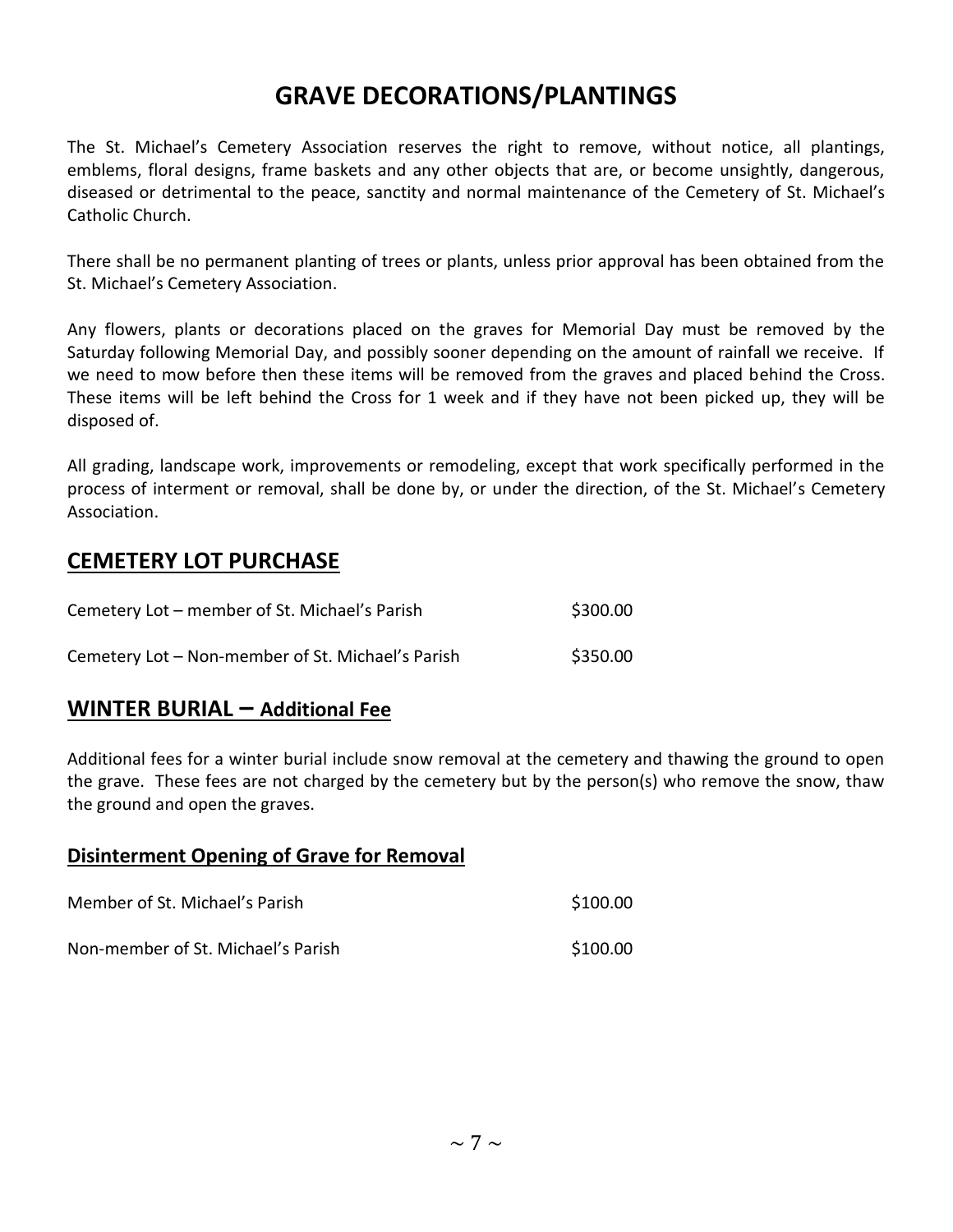# GRAVE DECORATIONS/PLANTINGS

The St. Michael's Cemetery Association reserves the right to remove, without notice, all plantings, emblems, floral designs, frame baskets and any other objects that are, or become unsightly, dangerous, diseased or detrimental to the peace, sanctity and normal maintenance of the Cemetery of St. Michael's Catholic Church.

There shall be no permanent planting of trees or plants, unless prior approval has been obtained from the St. Michael's Cemetery Association.

Any flowers, plants or decorations placed on the graves for Memorial Day must be removed by the Saturday following Memorial Day, and possibly sooner depending on the amount of rainfall we receive. If we need to mow before then these items will be removed from the graves and placed behind the Cross. These items will be left behind the Cross for 1 week and if they have not been picked up, they will be disposed of.

All grading, landscape work, improvements or remodeling, except that work specifically performed in the process of interment or removal, shall be done by, or under the direction, of the St. Michael's Cemetery Association.

## CEMETERY LOT PURCHASE

| | |
|---|---|
| Cemetery Lot – member of St. Michael's Parish | $300.00 |
| Cemetery Lot – Non-member of St. Michael's Parish | $350.00 |

## WINTER BURIAL – Additional Fee

Additional fees for a winter burial include snow removal at the cemetery and thawing the ground to open the grave. These fees are not charged by the cemetery but by the person(s) who remove the snow, thaw the ground and open the graves.

### Disinterment Opening of Grave for Removal

| | |
|---|---|
| Member of St. Michael's Parish | $100.00 |
| Non-member of St. Michael's Parish | $100.00 |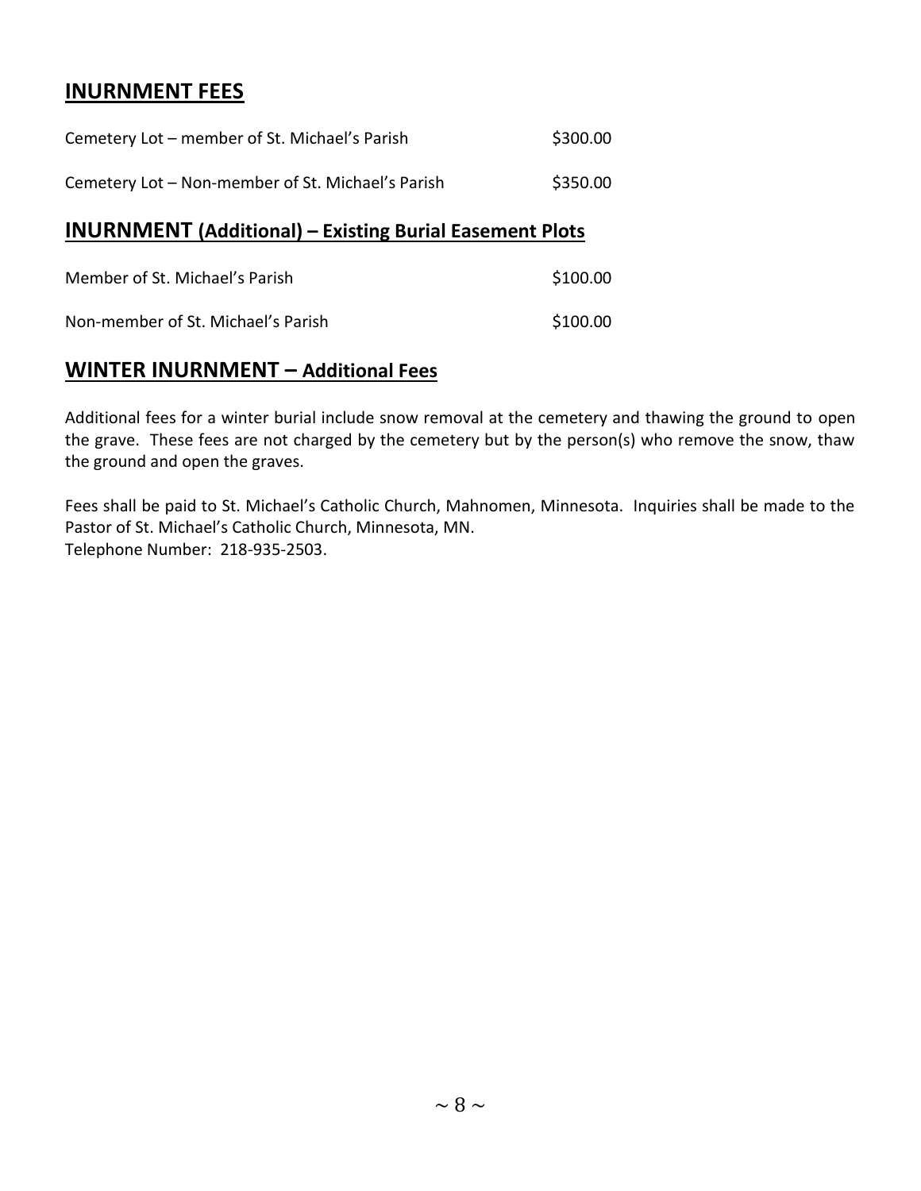## INURNMENT FEES

| | |
|---|---|
| Cemetery Lot – member of St. Michael's Parish | $300.00 |
| Cemetery Lot – Non-member of St. Michael's Parish | $350.00 |

## INURNMENT (Additional) – Existing Burial Easement Plots

| | |
|---|---|
| Member of St. Michael's Parish | $100.00 |
| Non-member of St. Michael's Parish | $100.00 |

## WINTER INURNMENT – Additional Fees

Additional fees for a winter burial include snow removal at the cemetery and thawing the ground to open the grave. These fees are not charged by the cemetery but by the person(s) who remove the snow, thaw the ground and open the graves.

Fees shall be paid to St. Michael's Catholic Church, Mahnomen, Minnesota. Inquiries shall be made to the Pastor of St. Michael's Catholic Church, Minnesota, MN.
Telephone Number: 218-935-2503.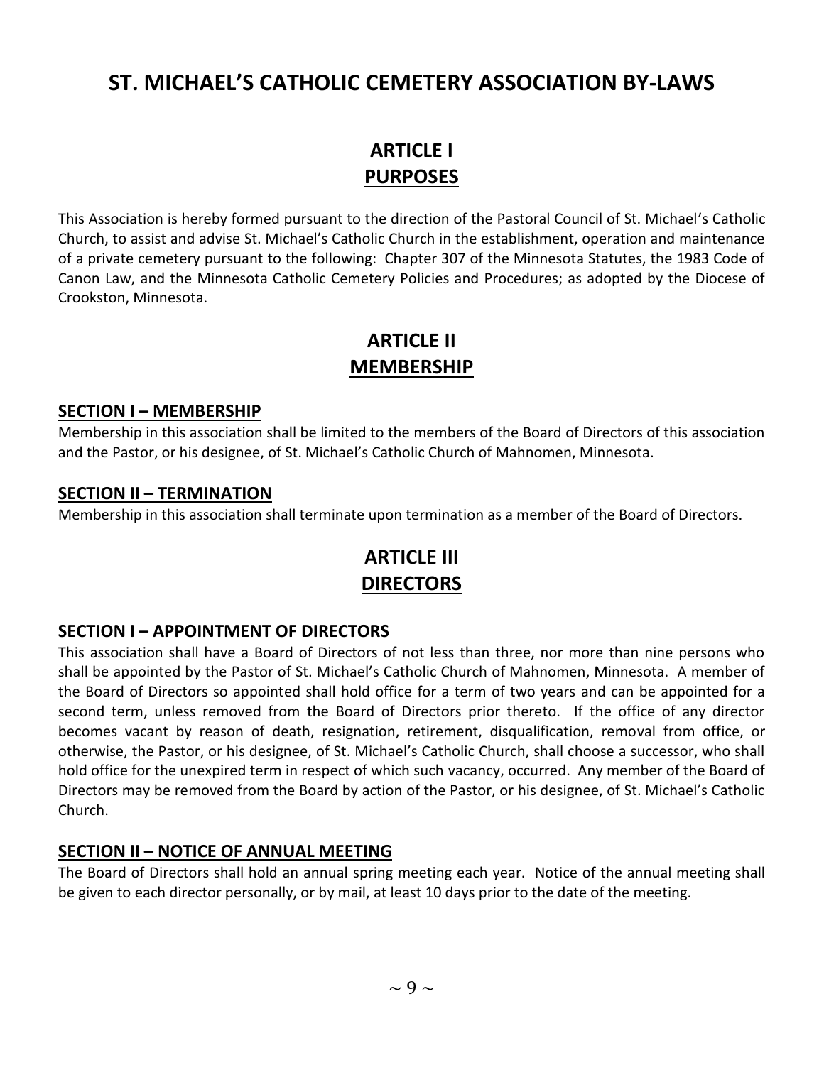# ST. MICHAEL'S CATHOLIC CEMETERY ASSOCIATION BY-LAWS

## ARTICLE I
## PURPOSES

This Association is hereby formed pursuant to the direction of the Pastoral Council of St. Michael's Catholic Church, to assist and advise St. Michael's Catholic Church in the establishment, operation and maintenance of a private cemetery pursuant to the following: Chapter 307 of the Minnesota Statutes, the 1983 Code of Canon Law, and the Minnesota Catholic Cemetery Policies and Procedures; as adopted by the Diocese of Crookston, Minnesota.

## ARTICLE II
## MEMBERSHIP

### SECTION I – MEMBERSHIP

Membership in this association shall be limited to the members of the Board of Directors of this association and the Pastor, or his designee, of St. Michael's Catholic Church of Mahnomen, Minnesota.

### SECTION II – TERMINATION

Membership in this association shall terminate upon termination as a member of the Board of Directors.

## ARTICLE III
## DIRECTORS

### SECTION I – APPOINTMENT OF DIRECTORS

This association shall have a Board of Directors of not less than three, nor more than nine persons who shall be appointed by the Pastor of St. Michael's Catholic Church of Mahnomen, Minnesota. A member of the Board of Directors so appointed shall hold office for a term of two years and can be appointed for a second term, unless removed from the Board of Directors prior thereto. If the office of any director becomes vacant by reason of death, resignation, retirement, disqualification, removal from office, or otherwise, the Pastor, or his designee, of St. Michael's Catholic Church, shall choose a successor, who shall hold office for the unexpired term in respect of which such vacancy, occurred. Any member of the Board of Directors may be removed from the Board by action of the Pastor, or his designee, of St. Michael's Catholic Church.

### SECTION II – NOTICE OF ANNUAL MEETING

The Board of Directors shall hold an annual spring meeting each year. Notice of the annual meeting shall be given to each director personally, or by mail, at least 10 days prior to the date of the meeting.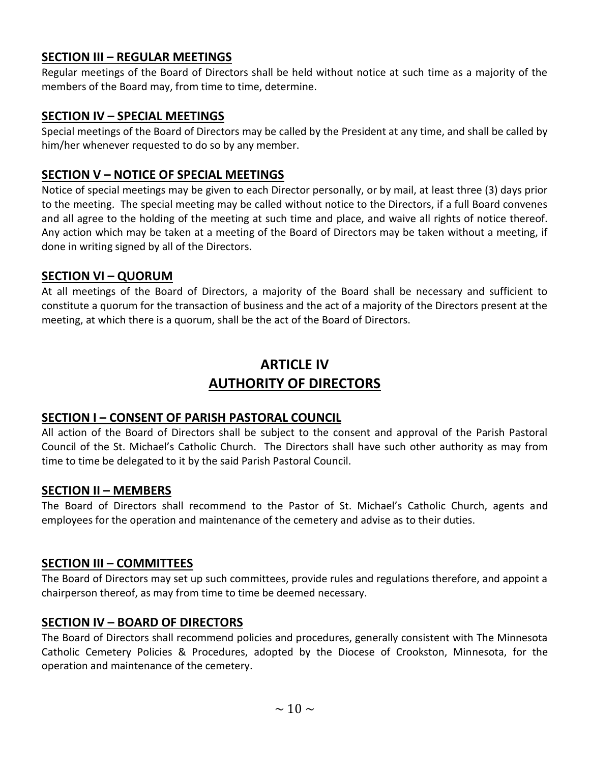### SECTION III – REGULAR MEETINGS

Regular meetings of the Board of Directors shall be held without notice at such time as a majority of the members of the Board may, from time to time, determine.

### SECTION IV – SPECIAL MEETINGS

Special meetings of the Board of Directors may be called by the President at any time, and shall be called by him/her whenever requested to do so by any member.

### SECTION V – NOTICE OF SPECIAL MEETINGS

Notice of special meetings may be given to each Director personally, or by mail, at least three (3) days prior to the meeting. The special meeting may be called without notice to the Directors, if a full Board convenes and all agree to the holding of the meeting at such time and place, and waive all rights of notice thereof. Any action which may be taken at a meeting of the Board of Directors may be taken without a meeting, if done in writing signed by all of the Directors.

### SECTION VI – QUORUM

At all meetings of the Board of Directors, a majority of the Board shall be necessary and sufficient to constitute a quorum for the transaction of business and the act of a majority of the Directors present at the meeting, at which there is a quorum, shall be the act of the Board of Directors.

## ARTICLE IV
## AUTHORITY OF DIRECTORS

### SECTION I – CONSENT OF PARISH PASTORAL COUNCIL

All action of the Board of Directors shall be subject to the consent and approval of the Parish Pastoral Council of the St. Michael's Catholic Church. The Directors shall have such other authority as may from time to time be delegated to it by the said Parish Pastoral Council.

### SECTION II – MEMBERS

The Board of Directors shall recommend to the Pastor of St. Michael's Catholic Church, agents and employees for the operation and maintenance of the cemetery and advise as to their duties.

### SECTION III – COMMITTEES

The Board of Directors may set up such committees, provide rules and regulations therefore, and appoint a chairperson thereof, as may from time to time be deemed necessary.

### SECTION IV – BOARD OF DIRECTORS

The Board of Directors shall recommend policies and procedures, generally consistent with The Minnesota Catholic Cemetery Policies & Procedures, adopted by the Diocese of Crookston, Minnesota, for the operation and maintenance of the cemetery.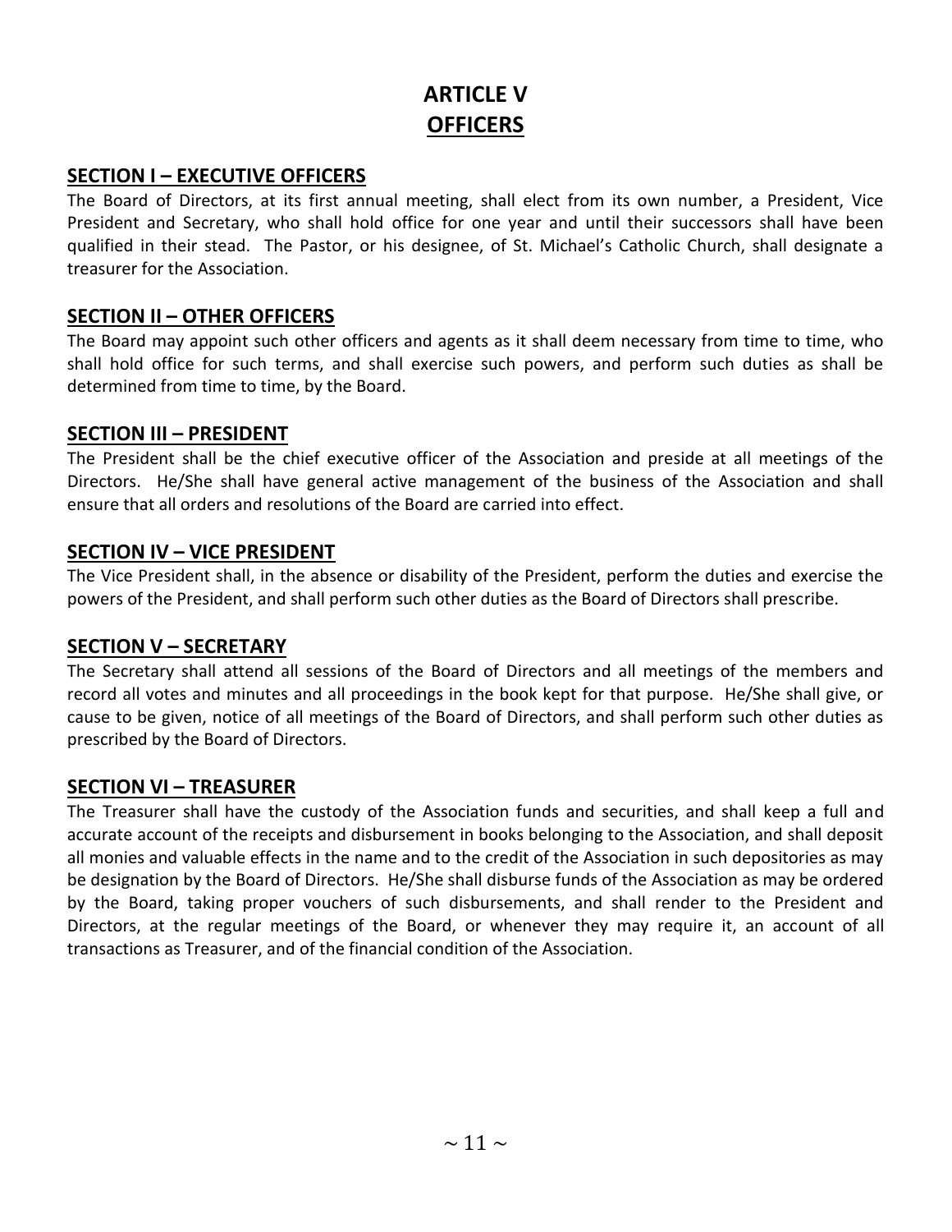# ARTICLE V
# OFFICERS

## SECTION I – EXECUTIVE OFFICERS

The Board of Directors, at its first annual meeting, shall elect from its own number, a President, Vice President and Secretary, who shall hold office for one year and until their successors shall have been qualified in their stead. The Pastor, or his designee, of St. Michael's Catholic Church, shall designate a treasurer for the Association.

## SECTION II – OTHER OFFICERS

The Board may appoint such other officers and agents as it shall deem necessary from time to time, who shall hold office for such terms, and shall exercise such powers, and perform such duties as shall be determined from time to time, by the Board.

## SECTION III – PRESIDENT

The President shall be the chief executive officer of the Association and preside at all meetings of the Directors. He/She shall have general active management of the business of the Association and shall ensure that all orders and resolutions of the Board are carried into effect.

## SECTION IV – VICE PRESIDENT

The Vice President shall, in the absence or disability of the President, perform the duties and exercise the powers of the President, and shall perform such other duties as the Board of Directors shall prescribe.

## SECTION V – SECRETARY

The Secretary shall attend all sessions of the Board of Directors and all meetings of the members and record all votes and minutes and all proceedings in the book kept for that purpose. He/She shall give, or cause to be given, notice of all meetings of the Board of Directors, and shall perform such other duties as prescribed by the Board of Directors.

## SECTION VI – TREASURER

The Treasurer shall have the custody of the Association funds and securities, and shall keep a full and accurate account of the receipts and disbursement in books belonging to the Association, and shall deposit all monies and valuable effects in the name and to the credit of the Association in such depositories as may be designation by the Board of Directors. He/She shall disburse funds of the Association as may be ordered by the Board, taking proper vouchers of such disbursements, and shall render to the President and Directors, at the regular meetings of the Board, or whenever they may require it, an account of all transactions as Treasurer, and of the financial condition of the Association.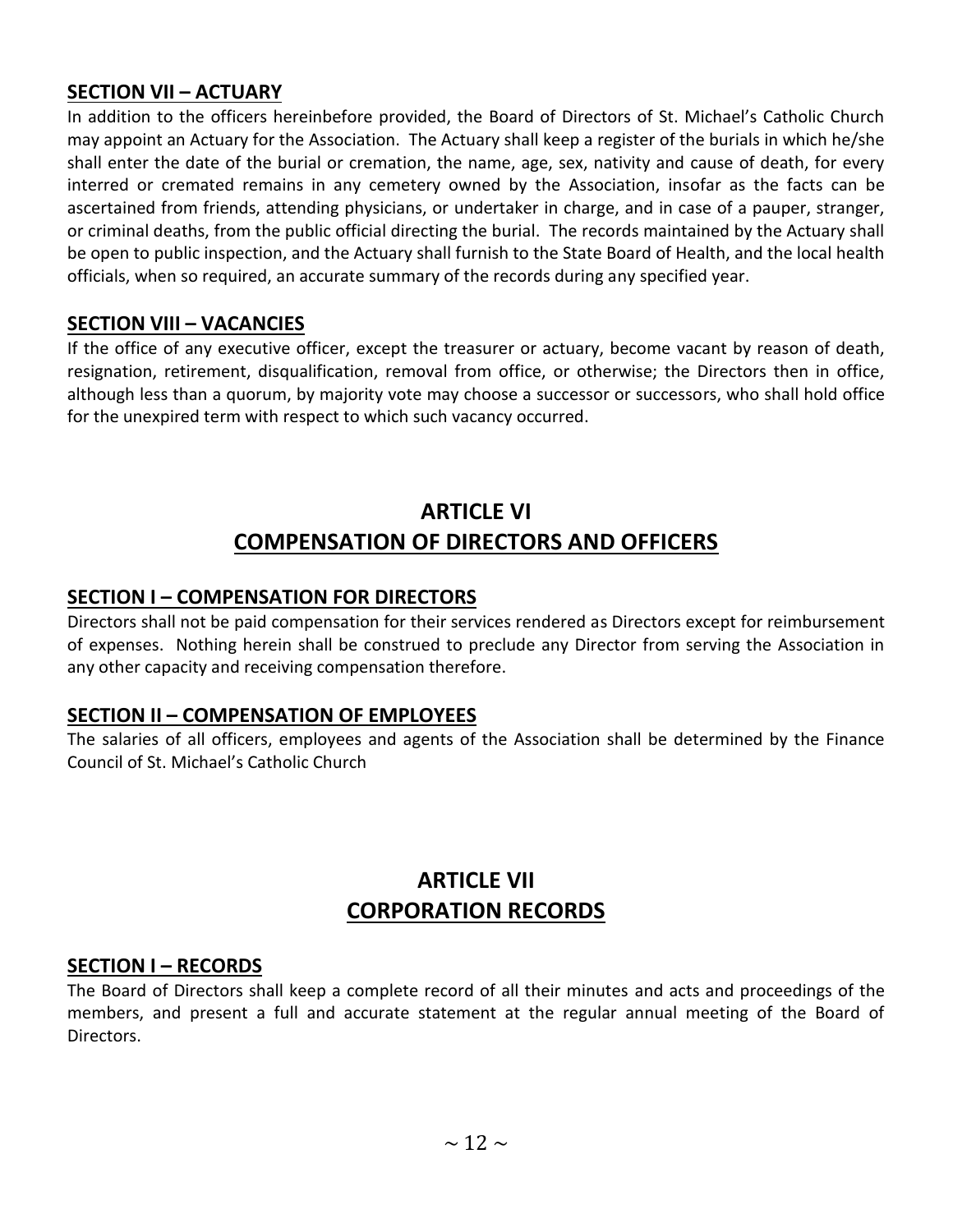### SECTION VII – ACTUARY

In addition to the officers hereinbefore provided, the Board of Directors of St. Michael's Catholic Church may appoint an Actuary for the Association. The Actuary shall keep a register of the burials in which he/she shall enter the date of the burial or cremation, the name, age, sex, nativity and cause of death, for every interred or cremated remains in any cemetery owned by the Association, insofar as the facts can be ascertained from friends, attending physicians, or undertaker in charge, and in case of a pauper, stranger, or criminal deaths, from the public official directing the burial. The records maintained by the Actuary shall be open to public inspection, and the Actuary shall furnish to the State Board of Health, and the local health officials, when so required, an accurate summary of the records during any specified year.

### SECTION VIII – VACANCIES

If the office of any executive officer, except the treasurer or actuary, become vacant by reason of death, resignation, retirement, disqualification, removal from office, or otherwise; the Directors then in office, although less than a quorum, by majority vote may choose a successor or successors, who shall hold office for the unexpired term with respect to which such vacancy occurred.

## ARTICLE VI
## COMPENSATION OF DIRECTORS AND OFFICERS

### SECTION I – COMPENSATION FOR DIRECTORS

Directors shall not be paid compensation for their services rendered as Directors except for reimbursement of expenses. Nothing herein shall be construed to preclude any Director from serving the Association in any other capacity and receiving compensation therefore.

### SECTION II – COMPENSATION OF EMPLOYEES

The salaries of all officers, employees and agents of the Association shall be determined by the Finance Council of St. Michael's Catholic Church

## ARTICLE VII
## CORPORATION RECORDS

### SECTION I – RECORDS

The Board of Directors shall keep a complete record of all their minutes and acts and proceedings of the members, and present a full and accurate statement at the regular annual meeting of the Board of Directors.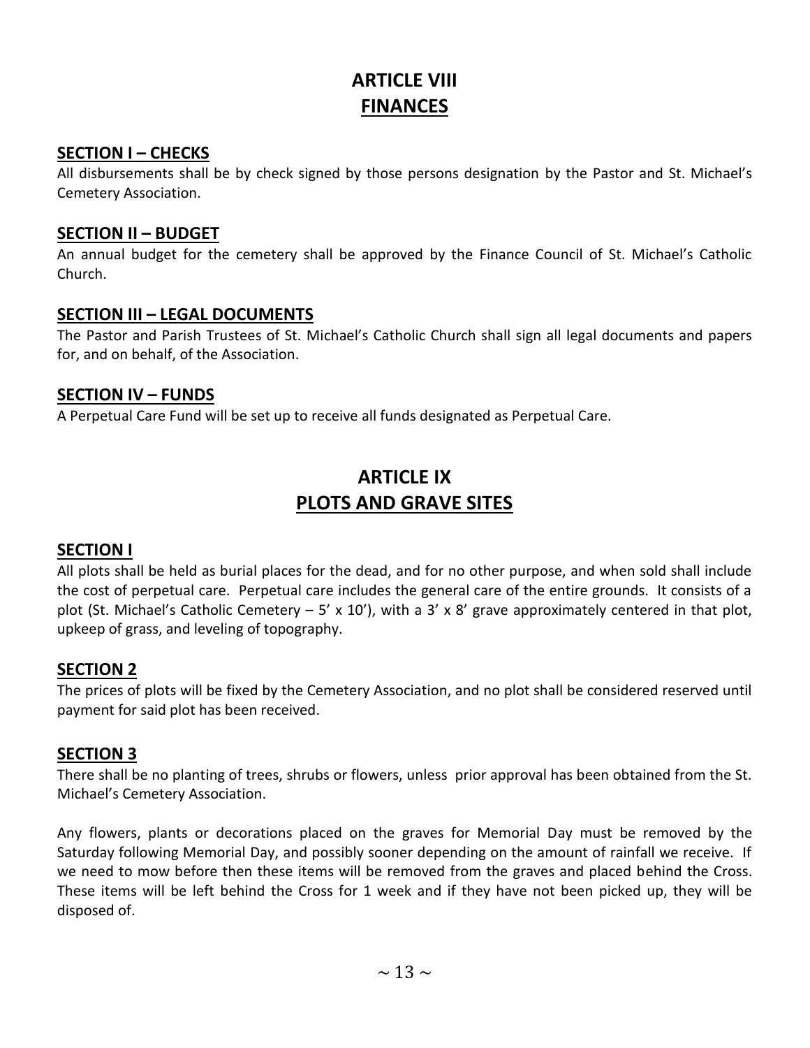# ARTICLE VIII
# FINANCES

## SECTION I – CHECKS

All disbursements shall be by check signed by those persons designation by the Pastor and St. Michael's Cemetery Association.

## SECTION II – BUDGET

An annual budget for the cemetery shall be approved by the Finance Council of St. Michael's Catholic Church.

## SECTION III – LEGAL DOCUMENTS

The Pastor and Parish Trustees of St. Michael's Catholic Church shall sign all legal documents and papers for, and on behalf, of the Association.

## SECTION IV – FUNDS

A Perpetual Care Fund will be set up to receive all funds designated as Perpetual Care.

# ARTICLE IX
# PLOTS AND GRAVE SITES

## SECTION I

All plots shall be held as burial places for the dead, and for no other purpose, and when sold shall include the cost of perpetual care. Perpetual care includes the general care of the entire grounds. It consists of a plot (St. Michael's Catholic Cemetery – 5' x 10'), with a 3' x 8' grave approximately centered in that plot, upkeep of grass, and leveling of topography.

## SECTION 2

The prices of plots will be fixed by the Cemetery Association, and no plot shall be considered reserved until payment for said plot has been received.

## SECTION 3

There shall be no planting of trees, shrubs or flowers, unless prior approval has been obtained from the St. Michael's Cemetery Association.

Any flowers, plants or decorations placed on the graves for Memorial Day must be removed by the Saturday following Memorial Day, and possibly sooner depending on the amount of rainfall we receive. If we need to mow before then these items will be removed from the graves and placed behind the Cross. These items will be left behind the Cross for 1 week and if they have not been picked up, they will be disposed of.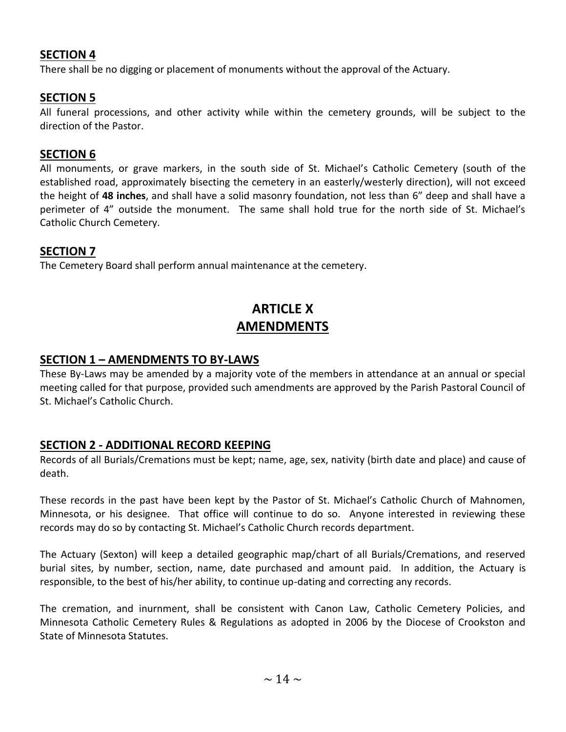### **SECTION 4**

There shall be no digging or placement of monuments without the approval of the Actuary.

### **SECTION 5**

All funeral processions, and other activity while within the cemetery grounds, will be subject to the direction of the Pastor.

### **SECTION 6**

All monuments, or grave markers, in the south side of St. Michael's Catholic Cemetery (south of the established road, approximately bisecting the cemetery in an easterly/westerly direction), will not exceed the height of **48 inches**, and shall have a solid masonry foundation, not less than 6" deep and shall have a perimeter of 4" outside the monument. The same shall hold true for the north side of St. Michael's Catholic Church Cemetery.

### **SECTION 7**

The Cemetery Board shall perform annual maintenance at the cemetery.

## **ARTICLE X**
## **AMENDMENTS**

### **SECTION 1 – AMENDMENTS TO BY-LAWS**

These By-Laws may be amended by a majority vote of the members in attendance at an annual or special meeting called for that purpose, provided such amendments are approved by the Parish Pastoral Council of St. Michael's Catholic Church.

### **SECTION 2 - ADDITIONAL RECORD KEEPING**

Records of all Burials/Cremations must be kept; name, age, sex, nativity (birth date and place) and cause of death.

These records in the past have been kept by the Pastor of St. Michael's Catholic Church of Mahnomen, Minnesota, or his designee. That office will continue to do so. Anyone interested in reviewing these records may do so by contacting St. Michael's Catholic Church records department.

The Actuary (Sexton) will keep a detailed geographic map/chart of all Burials/Cremations, and reserved burial sites, by number, section, name, date purchased and amount paid. In addition, the Actuary is responsible, to the best of his/her ability, to continue up-dating and correcting any records.

The cremation, and inurnment, shall be consistent with Canon Law, Catholic Cemetery Policies, and Minnesota Catholic Cemetery Rules & Regulations as adopted in 2006 by the Diocese of Crookston and State of Minnesota Statutes.